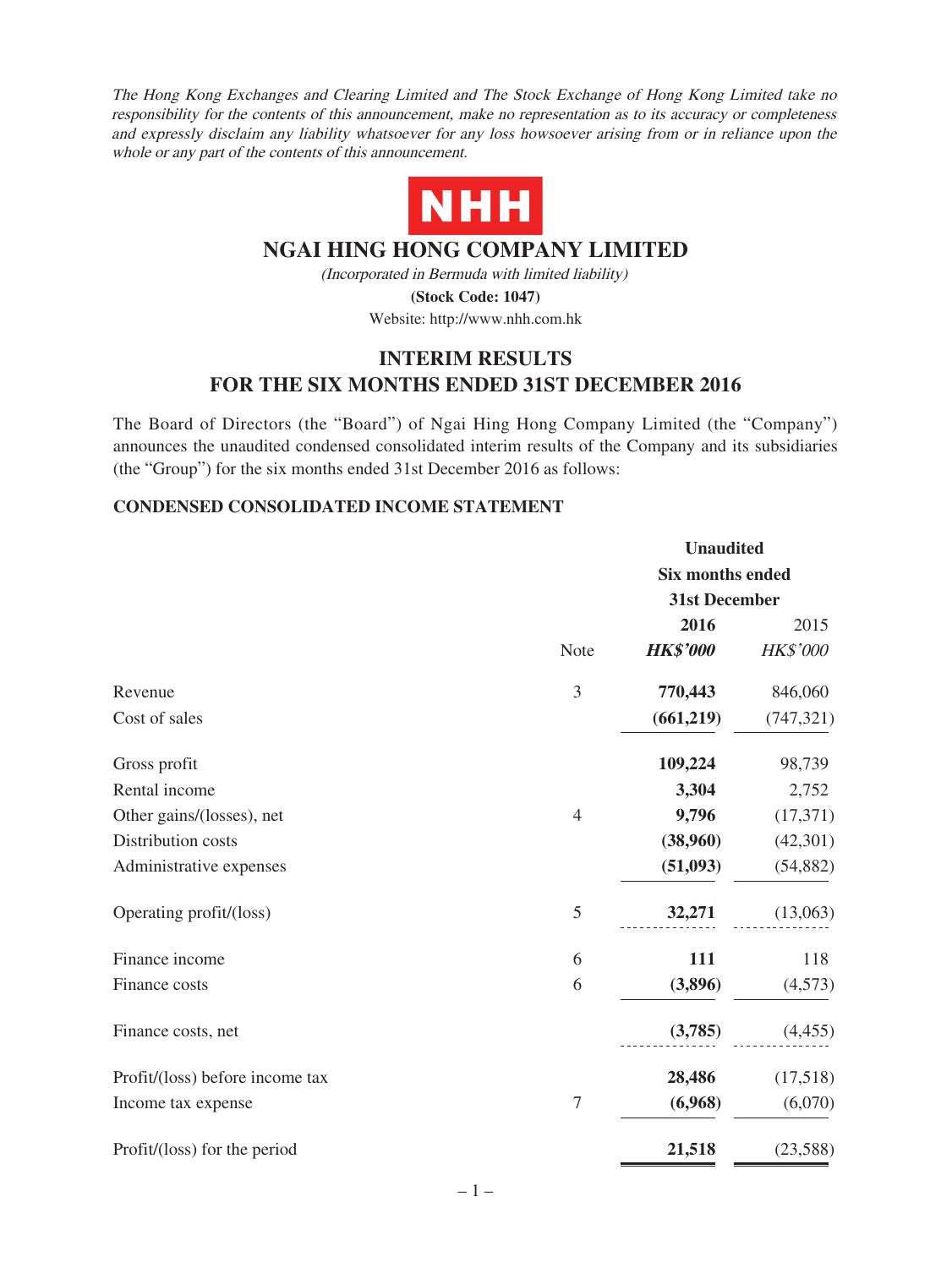*The Hong Kong Exchanges and Clearing Limited and The Stock Exchange of Hong Kong Limited take no responsibility for the contents of this announcement, make no representation as to its accuracy or completeness and expressly disclaim any liability whatsoever for any loss howsoever arising from or in reliance upon the whole or any part of the contents of this announcement.*

NHH

# NGAI HING HONG COMPANY LIMITED

*(Incorporated in Bermuda with limited liability)*

**(Stock Code: 1047)**

Website: http://www.nhh.com.hk

## INTERIM RESULTS FOR THE SIX MONTHS ENDED 31ST DECEMBER 2016

The Board of Directors (the "Board") of Ngai Hing Hong Company Limited (the "Company") announces the unaudited condensed consolidated interim results of the Company and its subsidiaries (the "Group") for the six months ended 31st December 2016 as follows:

### CONDENSED CONSOLIDATED INCOME STATEMENT

| | | **Unaudited Six months ended 31st December** | |
|---|---|---|---|
| | | **2016** | 2015 |
| | Note | ***HK$'000*** | *HK$'000* |
| Revenue | 3 | **770,443** | 846,060 |
| Cost of sales | | **(661,219)** | (747,321) |
| Gross profit | | **109,224** | 98,739 |
| Rental income | | **3,304** | 2,752 |
| Other gains/(losses), net | 4 | **9,796** | (17,371) |
| Distribution costs | | **(38,960)** | (42,301) |
| Administrative expenses | | **(51,093)** | (54,882) |
| Operating profit/(loss) | 5 | **32,271** | (13,063) |
| Finance income | 6 | **111** | 118 |
| Finance costs | 6 | **(3,896)** | (4,573) |
| Finance costs, net | | **(3,785)** | (4,455) |
| Profit/(loss) before income tax | | **28,486** | (17,518) |
| Income tax expense | 7 | **(6,968)** | (6,070) |
| Profit/(loss) for the period | | **21,518** | (23,588) |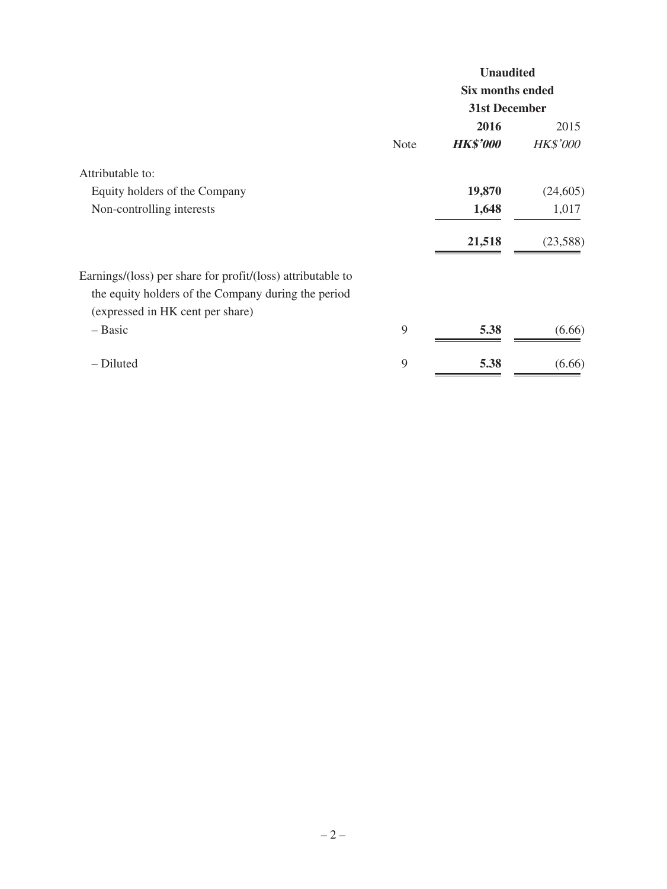| | Note | Unaudited Six months ended 31st December 2016 *HK$'000* | 2015 *HK$'000* |
|---|---|---|---|
| Attributable to: | | | |
| Equity holders of the Company | | **19,870** | (24,605) |
| Non-controlling interests | | **1,648** | 1,017 |
| | | **21,518** | (23,588) |
| Earnings/(loss) per share for profit/(loss) attributable to the equity holders of the Company during the period (expressed in HK cent per share) | | | |
| – Basic | 9 | **5.38** | (6.66) |
| – Diluted | 9 | **5.38** | (6.66) |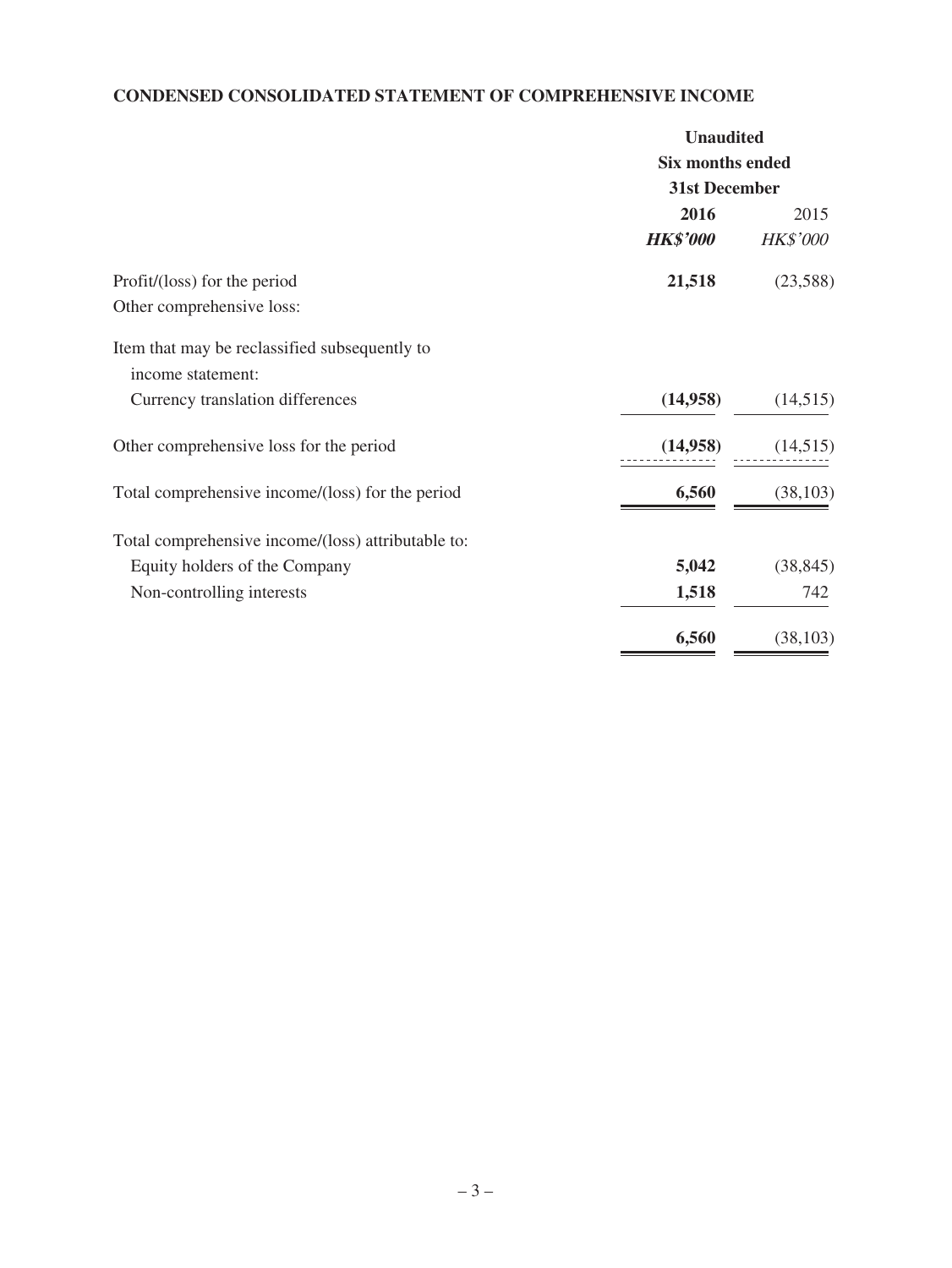**CONDENSED CONSOLIDATED STATEMENT OF COMPREHENSIVE INCOME**

| | Unaudited | |
|---|---|---|
| | Six months ended | |
| | 31st December | |
| | **2016** | 2015 |
| | ***HK$'000*** | *HK$'000* |
| Profit/(loss) for the period | **21,518** | (23,588) |
| Other comprehensive loss: | | |
| Item that may be reclassified subsequently to income statement: | | |
| Currency translation differences | **(14,958)** | (14,515) |
| Other comprehensive loss for the period | **(14,958)** | (14,515) |
| Total comprehensive income/(loss) for the period | **6,560** | (38,103) |
| Total comprehensive income/(loss) attributable to: | | |
| Equity holders of the Company | **5,042** | (38,845) |
| Non-controlling interests | **1,518** | 742 |
| | **6,560** | (38,103) |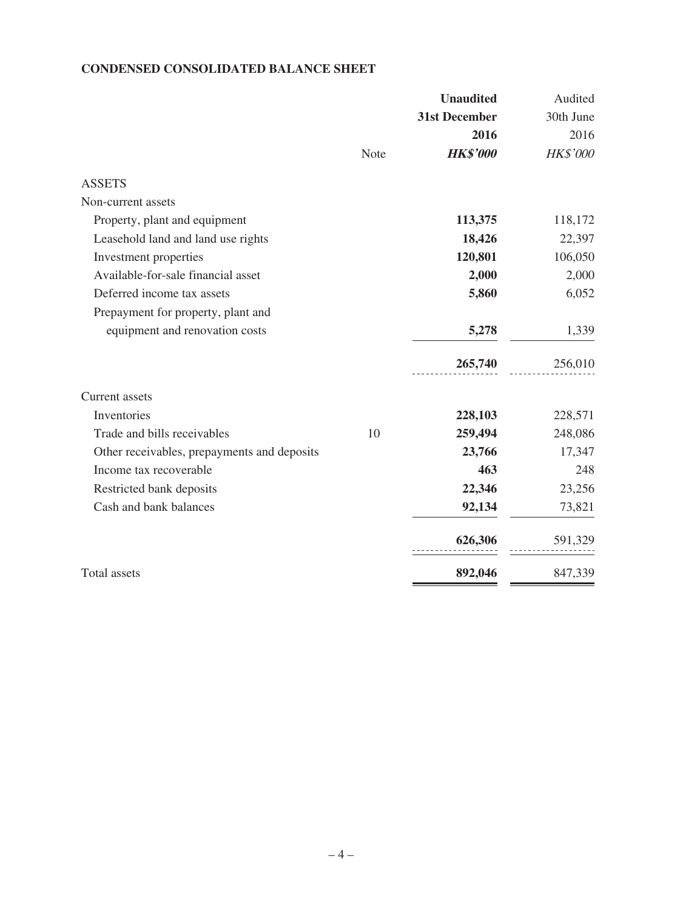## CONDENSED CONSOLIDATED BALANCE SHEET

| | Note | **Unaudited 31st December 2016** ***HK$'000*** | Audited 30th June 2016 *HK$'000* |
|---|---|---|---|
| ASSETS | | | |
| Non-current assets | | | |
| Property, plant and equipment | | **113,375** | 118,172 |
| Leasehold land and land use rights | | **18,426** | 22,397 |
| Investment properties | | **120,801** | 106,050 |
| Available-for-sale financial asset | | **2,000** | 2,000 |
| Deferred income tax assets | | **5,860** | 6,052 |
| Prepayment for property, plant and equipment and renovation costs | | **5,278** | 1,339 |
| | | **265,740** | 256,010 |
| Current assets | | | |
| Inventories | | **228,103** | 228,571 |
| Trade and bills receivables | 10 | **259,494** | 248,086 |
| Other receivables, prepayments and deposits | | **23,766** | 17,347 |
| Income tax recoverable | | **463** | 248 |
| Restricted bank deposits | | **22,346** | 23,256 |
| Cash and bank balances | | **92,134** | 73,821 |
| | | **626,306** | 591,329 |
| Total assets | | **892,046** | 847,339 |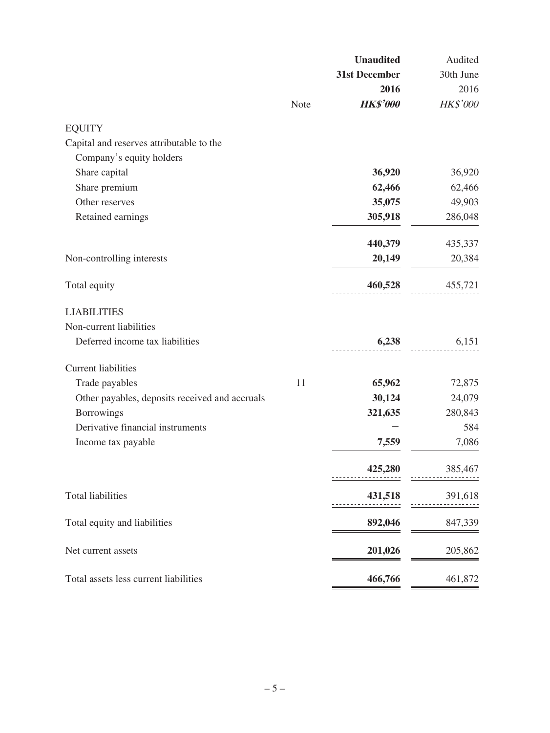| | Note | **Unaudited 31st December 2016 *HK$'000*** | Audited 30th June 2016 *HK$'000* |
|---|---|---|---|
| EQUITY | | | |
| Capital and reserves attributable to the Company's equity holders | | | |
| Share capital | | **36,920** | 36,920 |
| Share premium | | **62,466** | 62,466 |
| Other reserves | | **35,075** | 49,903 |
| Retained earnings | | **305,918** | 286,048 |
| | | **440,379** | 435,337 |
| Non-controlling interests | | **20,149** | 20,384 |
| Total equity | | **460,528** | 455,721 |
| LIABILITIES | | | |
| Non-current liabilities | | | |
| Deferred income tax liabilities | | **6,238** | 6,151 |
| Current liabilities | | | |
| Trade payables | 11 | **65,962** | 72,875 |
| Other payables, deposits received and accruals | | **30,124** | 24,079 |
| Borrowings | | **321,635** | 280,843 |
| Derivative financial instruments | | **–** | 584 |
| Income tax payable | | **7,559** | 7,086 |
| | | **425,280** | 385,467 |
| Total liabilities | | **431,518** | 391,618 |
| Total equity and liabilities | | **892,046** | 847,339 |
| Net current assets | | **201,026** | 205,862 |
| Total assets less current liabilities | | **466,766** | 461,872 |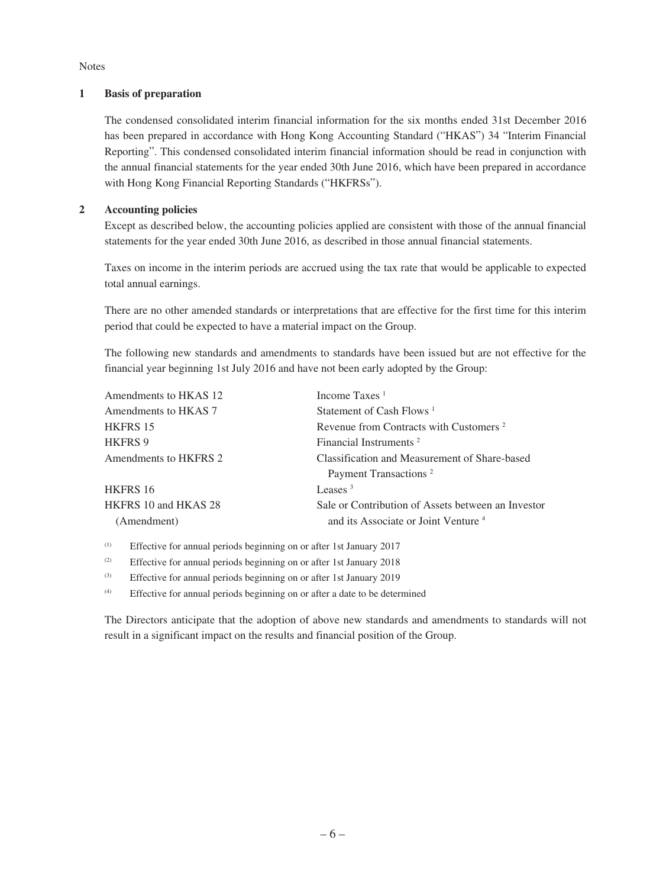Notes

## 1 Basis of preparation

The condensed consolidated interim financial information for the six months ended 31st December 2016 has been prepared in accordance with Hong Kong Accounting Standard ("HKAS") 34 "Interim Financial Reporting". This condensed consolidated interim financial information should be read in conjunction with the annual financial statements for the year ended 30th June 2016, which have been prepared in accordance with Hong Kong Financial Reporting Standards ("HKFRSs").

## 2 Accounting policies

Except as described below, the accounting policies applied are consistent with those of the annual financial statements for the year ended 30th June 2016, as described in those annual financial statements.

Taxes on income in the interim periods are accrued using the tax rate that would be applicable to expected total annual earnings.

There are no other amended standards or interpretations that are effective for the first time for this interim period that could be expected to have a material impact on the Group.

The following new standards and amendments to standards have been issued but are not effective for the financial year beginning 1st July 2016 and have not been early adopted by the Group:

| | |
|---|---|
| Amendments to HKAS 12 | Income Taxes [1] |
| Amendments to HKAS 7 | Statement of Cash Flows [1] |
| HKFRS 15 | Revenue from Contracts with Customers [2] |
| HKFRS 9 | Financial Instruments [2] |
| Amendments to HKFRS 2 | Classification and Measurement of Share-based Payment Transactions [2] |
| HKFRS 16 | Leases [3] |
| HKFRS 10 and HKAS 28 (Amendment) | Sale or Contribution of Assets between an Investor and its Associate or Joint Venture [4] |

(1) Effective for annual periods beginning on or after 1st January 2017

(2) Effective for annual periods beginning on or after 1st January 2018

(3) Effective for annual periods beginning on or after 1st January 2019

(4) Effective for annual periods beginning on or after a date to be determined

The Directors anticipate that the adoption of above new standards and amendments to standards will not result in a significant impact on the results and financial position of the Group.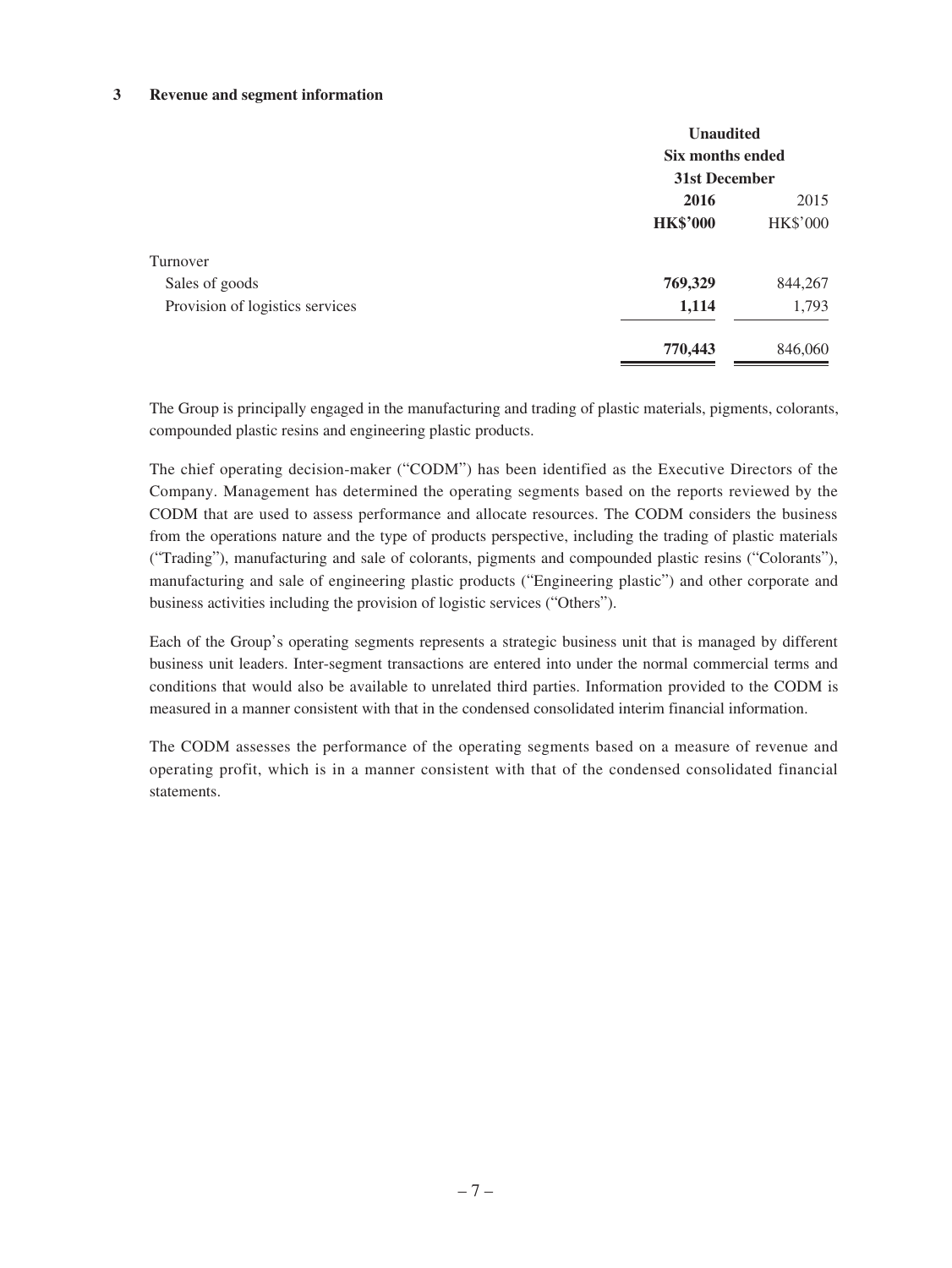## 3 Revenue and segment information

| | Unaudited Six months ended 31st December | |
|---|---|---|
| | **2016** | 2015 |
| | **HK$'000** | HK$'000 |
| Turnover | | |
| Sales of goods | **769,329** | 844,267 |
| Provision of logistics services | **1,114** | 1,793 |
| | **770,443** | 846,060 |

The Group is principally engaged in the manufacturing and trading of plastic materials, pigments, colorants, compounded plastic resins and engineering plastic products.

The chief operating decision-maker ("CODM") has been identified as the Executive Directors of the Company. Management has determined the operating segments based on the reports reviewed by the CODM that are used to assess performance and allocate resources. The CODM considers the business from the operations nature and the type of products perspective, including the trading of plastic materials ("Trading"), manufacturing and sale of colorants, pigments and compounded plastic resins ("Colorants"), manufacturing and sale of engineering plastic products ("Engineering plastic") and other corporate and business activities including the provision of logistic services ("Others").

Each of the Group's operating segments represents a strategic business unit that is managed by different business unit leaders. Inter-segment transactions are entered into under the normal commercial terms and conditions that would also be available to unrelated third parties. Information provided to the CODM is measured in a manner consistent with that in the condensed consolidated interim financial information.

The CODM assesses the performance of the operating segments based on a measure of revenue and operating profit, which is in a manner consistent with that of the condensed consolidated financial statements.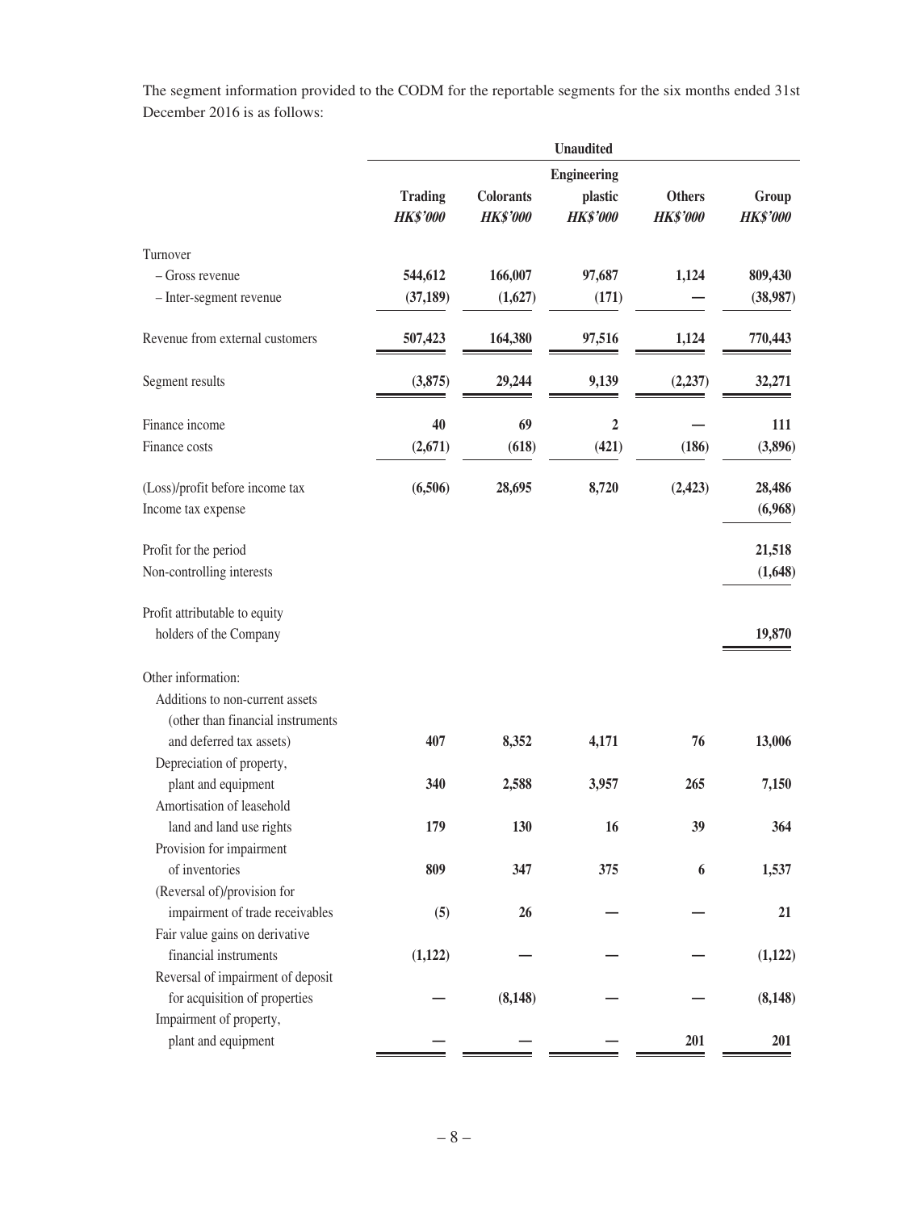The segment information provided to the CODM for the reportable segments for the six months ended 31st December 2016 is as follows:

| | Unaudited | | | | |
|---|---|---|---|---|---|
| | **Trading** *HK$'000* | **Colorants** *HK$'000* | **Engineering plastic** *HK$'000* | **Others** *HK$'000* | **Group** *HK$'000* |
| Turnover | | | | | |
| – Gross revenue | 544,612 | 166,007 | 97,687 | 1,124 | 809,430 |
| – Inter-segment revenue | (37,189) | (1,627) | (171) | — | (38,987) |
| Revenue from external customers | 507,423 | 164,380 | 97,516 | 1,124 | 770,443 |
| Segment results | (3,875) | 29,244 | 9,139 | (2,237) | 32,271 |
| Finance income | 40 | 69 | 2 | — | 111 |
| Finance costs | (2,671) | (618) | (421) | (186) | (3,896) |
| (Loss)/profit before income tax | (6,506) | 28,695 | 8,720 | (2,423) | 28,486 |
| Income tax expense | | | | | (6,968) |
| Profit for the period | | | | | 21,518 |
| Non-controlling interests | | | | | (1,648) |
| Profit attributable to equity holders of the Company | | | | | 19,870 |
| Other information: | | | | | |
| Additions to non-current assets (other than financial instruments and deferred tax assets) | 407 | 8,352 | 4,171 | 76 | 13,006 |
| Depreciation of property, plant and equipment | 340 | 2,588 | 3,957 | 265 | 7,150 |
| Amortisation of leasehold land and land use rights | 179 | 130 | 16 | 39 | 364 |
| Provision for impairment of inventories | 809 | 347 | 375 | 6 | 1,537 |
| (Reversal of)/provision for impairment of trade receivables | (5) | 26 | — | — | 21 |
| Fair value gains on derivative financial instruments | (1,122) | — | — | — | (1,122) |
| Reversal of impairment of deposit for acquisition of properties | — | (8,148) | — | — | (8,148) |
| Impairment of property, plant and equipment | — | — | — | 201 | 201 |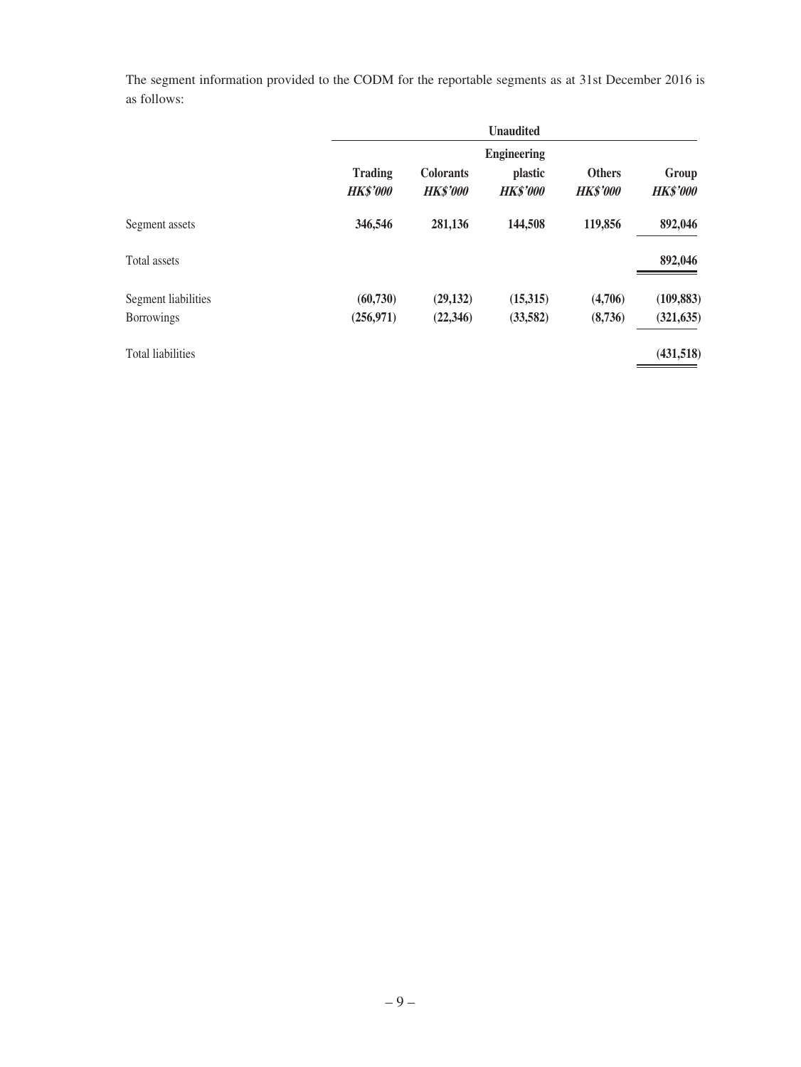The segment information provided to the CODM for the reportable segments as at 31st December 2016 is as follows:

| | Unaudited | | | | |
|---|---|---|---|---|---|
| | **Trading** | **Colorants** | **Engineering plastic** | **Others** | **Group** |
| | ***HK$'000*** | ***HK$'000*** | ***HK$'000*** | ***HK$'000*** | ***HK$'000*** |
| Segment assets | **346,546** | **281,136** | **144,508** | **119,856** | **892,046** |
| Total assets | | | | | **892,046** |
| Segment liabilities | **(60,730)** | **(29,132)** | **(15,315)** | **(4,706)** | **(109,883)** |
| Borrowings | **(256,971)** | **(22,346)** | **(33,582)** | **(8,736)** | **(321,635)** |
| Total liabilities | | | | | **(431,518)** |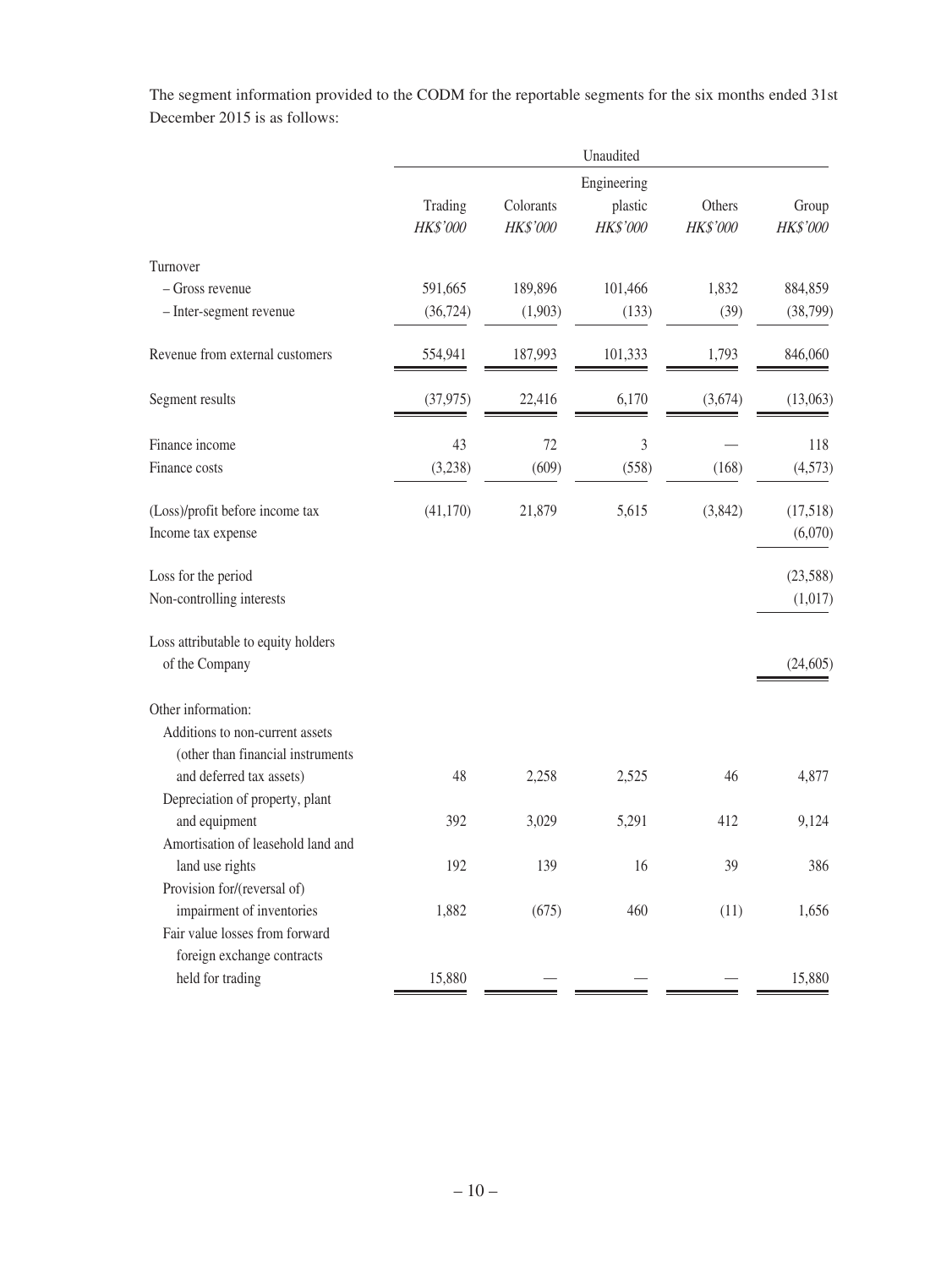The segment information provided to the CODM for the reportable segments for the six months ended 31st December 2015 is as follows:

| | Unaudited | | | | |
|---|---|---|---|---|---|
| | Trading *HK$'000* | Colorants *HK$'000* | Engineering plastic *HK$'000* | Others *HK$'000* | Group *HK$'000* |
| Turnover | | | | | |
| – Gross revenue | 591,665 | 189,896 | 101,466 | 1,832 | 884,859 |
| – Inter-segment revenue | (36,724) | (1,903) | (133) | (39) | (38,799) |
| Revenue from external customers | 554,941 | 187,993 | 101,333 | 1,793 | 846,060 |
| Segment results | (37,975) | 22,416 | 6,170 | (3,674) | (13,063) |
| Finance income | 43 | 72 | 3 | — | 118 |
| Finance costs | (3,238) | (609) | (558) | (168) | (4,573) |
| (Loss)/profit before income tax | (41,170) | 21,879 | 5,615 | (3,842) | (17,518) |
| Income tax expense | | | | | (6,070) |
| Loss for the period | | | | | (23,588) |
| Non-controlling interests | | | | | (1,017) |
| Loss attributable to equity holders of the Company | | | | | (24,605) |
| Other information: | | | | | |
| Additions to non-current assets (other than financial instruments and deferred tax assets) | 48 | 2,258 | 2,525 | 46 | 4,877 |
| Depreciation of property, plant and equipment | 392 | 3,029 | 5,291 | 412 | 9,124 |
| Amortisation of leasehold land and land use rights | 192 | 139 | 16 | 39 | 386 |
| Provision for/(reversal of) impairment of inventories | 1,882 | (675) | 460 | (11) | 1,656 |
| Fair value losses from forward foreign exchange contracts held for trading | 15,880 | — | — | — | 15,880 |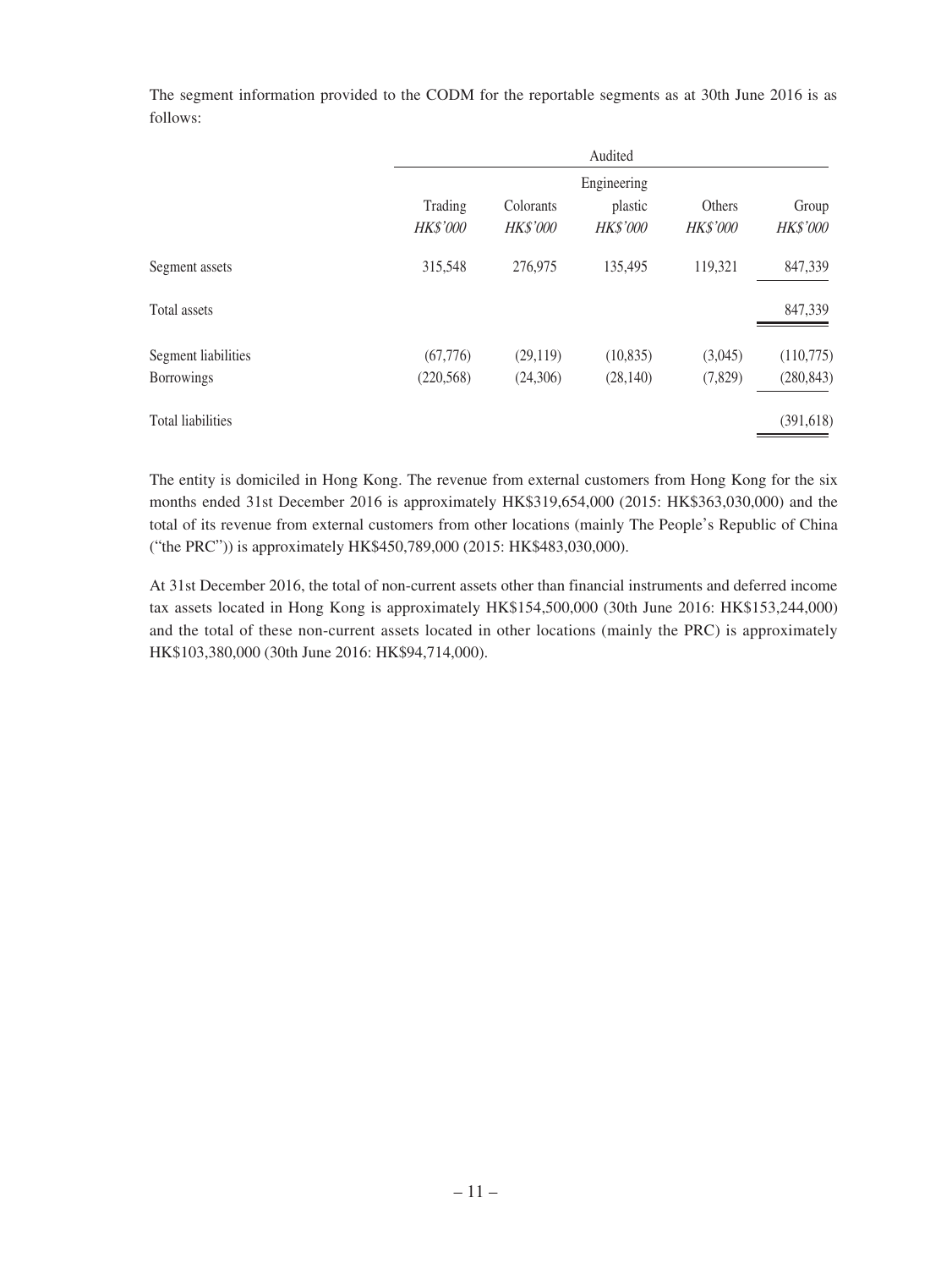The segment information provided to the CODM for the reportable segments as at 30th June 2016 is as follows:

| | Audited | | | | |
|---|---|---|---|---|---|
| | Trading | Colorants | Engineering plastic | Others | Group |
| | *HK$'000* | *HK$'000* | *HK$'000* | *HK$'000* | *HK$'000* |
| Segment assets | 315,548 | 276,975 | 135,495 | 119,321 | 847,339 |
| Total assets | | | | | 847,339 |
| Segment liabilities | (67,776) | (29,119) | (10,835) | (3,045) | (110,775) |
| Borrowings | (220,568) | (24,306) | (28,140) | (7,829) | (280,843) |
| Total liabilities | | | | | (391,618) |

The entity is domiciled in Hong Kong. The revenue from external customers from Hong Kong for the six months ended 31st December 2016 is approximately HK$319,654,000 (2015: HK$363,030,000) and the total of its revenue from external customers from other locations (mainly The People's Republic of China ("the PRC")) is approximately HK$450,789,000 (2015: HK$483,030,000).

At 31st December 2016, the total of non-current assets other than financial instruments and deferred income tax assets located in Hong Kong is approximately HK$154,500,000 (30th June 2016: HK$153,244,000) and the total of these non-current assets located in other locations (mainly the PRC) is approximately HK$103,380,000 (30th June 2016: HK$94,714,000).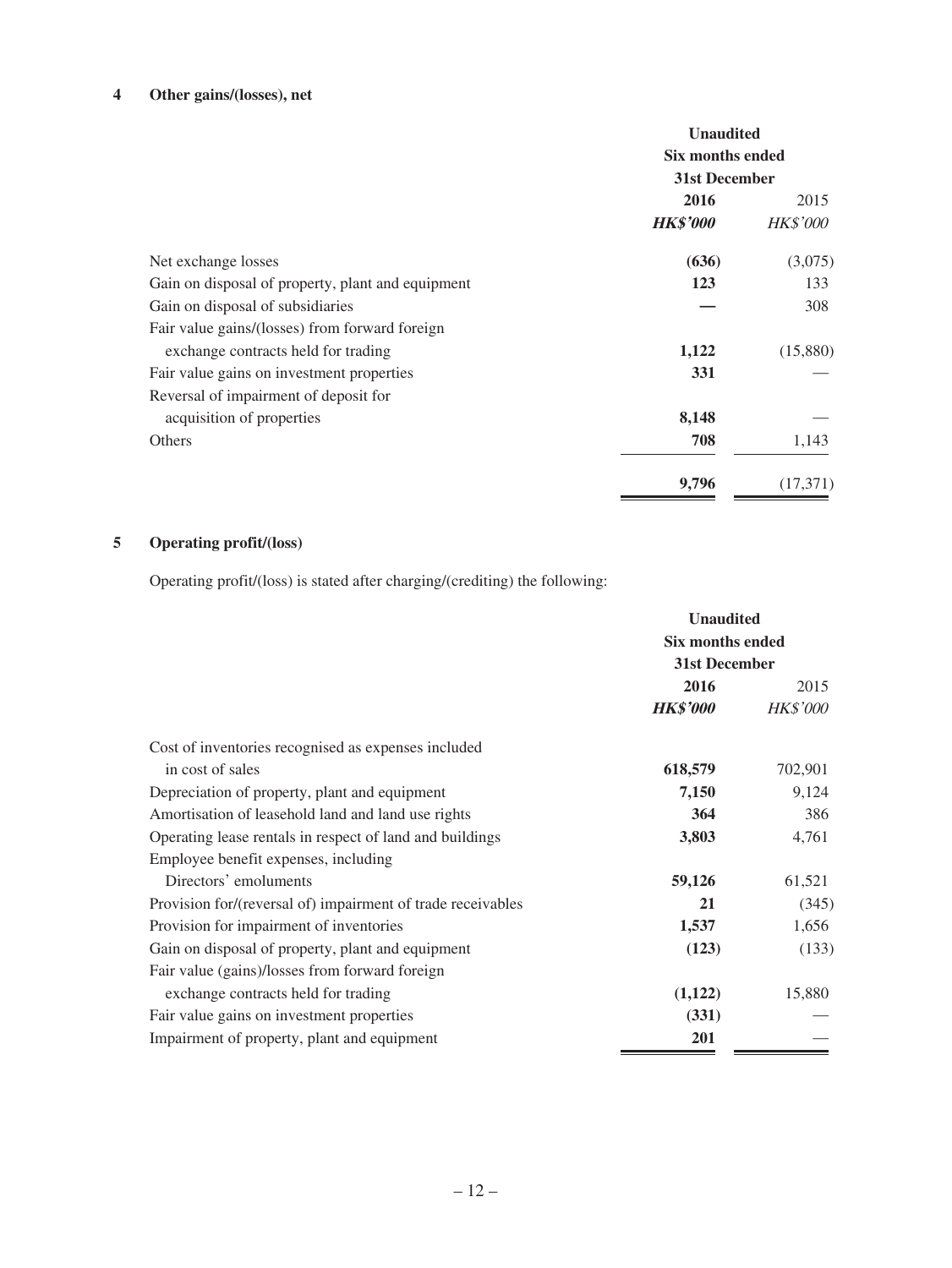## 4 Other gains/(losses), net

| | Unaudited Six months ended 31st December | |
|---|---|---|
| | **2016** | 2015 |
| | ***HK$'000*** | *HK$'000* |
| Net exchange losses | **(636)** | (3,075) |
| Gain on disposal of property, plant and equipment | **123** | 133 |
| Gain on disposal of subsidiaries | **—** | 308 |
| Fair value gains/(losses) from forward foreign exchange contracts held for trading | **1,122** | (15,880) |
| Fair value gains on investment properties | **331** | — |
| Reversal of impairment of deposit for acquisition of properties | **8,148** | — |
| Others | **708** | 1,143 |
| | **9,796** | (17,371) |

## 5 Operating profit/(loss)

Operating profit/(loss) is stated after charging/(crediting) the following:

| | Unaudited Six months ended 31st December | |
|---|---|---|
| | **2016** | 2015 |
| | ***HK$'000*** | *HK$'000* |
| Cost of inventories recognised as expenses included in cost of sales | **618,579** | 702,901 |
| Depreciation of property, plant and equipment | **7,150** | 9,124 |
| Amortisation of leasehold land and land use rights | **364** | 386 |
| Operating lease rentals in respect of land and buildings | **3,803** | 4,761 |
| Employee benefit expenses, including Directors' emoluments | **59,126** | 61,521 |
| Provision for/(reversal of) impairment of trade receivables | **21** | (345) |
| Provision for impairment of inventories | **1,537** | 1,656 |
| Gain on disposal of property, plant and equipment | **(123)** | (133) |
| Fair value (gains)/losses from forward foreign exchange contracts held for trading | **(1,122)** | 15,880 |
| Fair value gains on investment properties | **(331)** | — |
| Impairment of property, plant and equipment | **201** | — |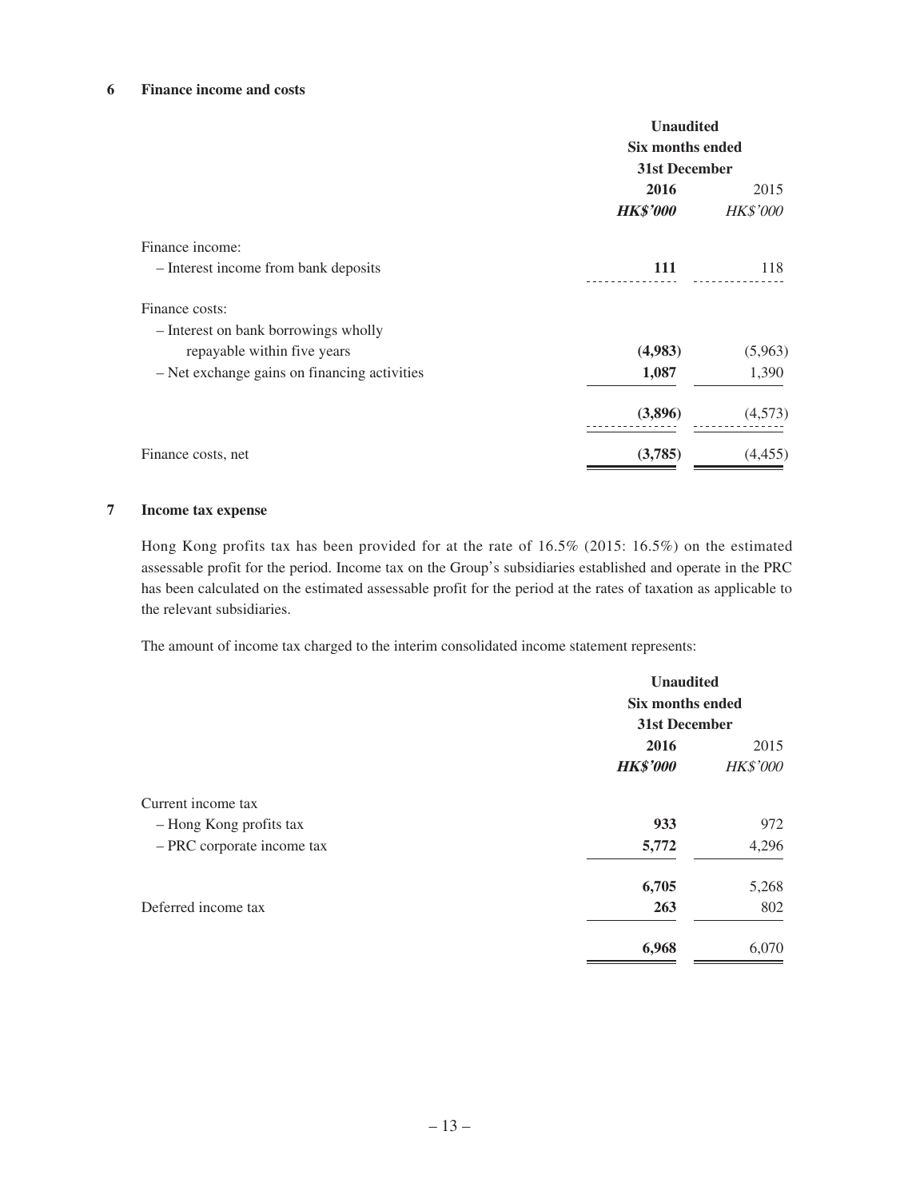## 6 Finance income and costs

| | Unaudited | |
|---|---|---|
| | Six months ended 31st December | |
| | **2016** | 2015 |
| | ***HK$'000*** | *HK$'000* |
| Finance income: | | |
| – Interest income from bank deposits | **111** | 118 |
| Finance costs: | | |
| – Interest on bank borrowings wholly repayable within five years | **(4,983)** | (5,963) |
| – Net exchange gains on financing activities | **1,087** | 1,390 |
| | **(3,896)** | (4,573) |
| Finance costs, net | **(3,785)** | (4,455) |

## 7 Income tax expense

Hong Kong profits tax has been provided for at the rate of 16.5% (2015: 16.5%) on the estimated assessable profit for the period. Income tax on the Group's subsidiaries established and operate in the PRC has been calculated on the estimated assessable profit for the period at the rates of taxation as applicable to the relevant subsidiaries.

The amount of income tax charged to the interim consolidated income statement represents:

| | Unaudited | |
|---|---|---|
| | Six months ended 31st December | |
| | **2016** | 2015 |
| | ***HK$'000*** | *HK$'000* |
| Current income tax | | |
| – Hong Kong profits tax | **933** | 972 |
| – PRC corporate income tax | **5,772** | 4,296 |
| | **6,705** | 5,268 |
| Deferred income tax | **263** | 802 |
| | **6,968** | 6,070 |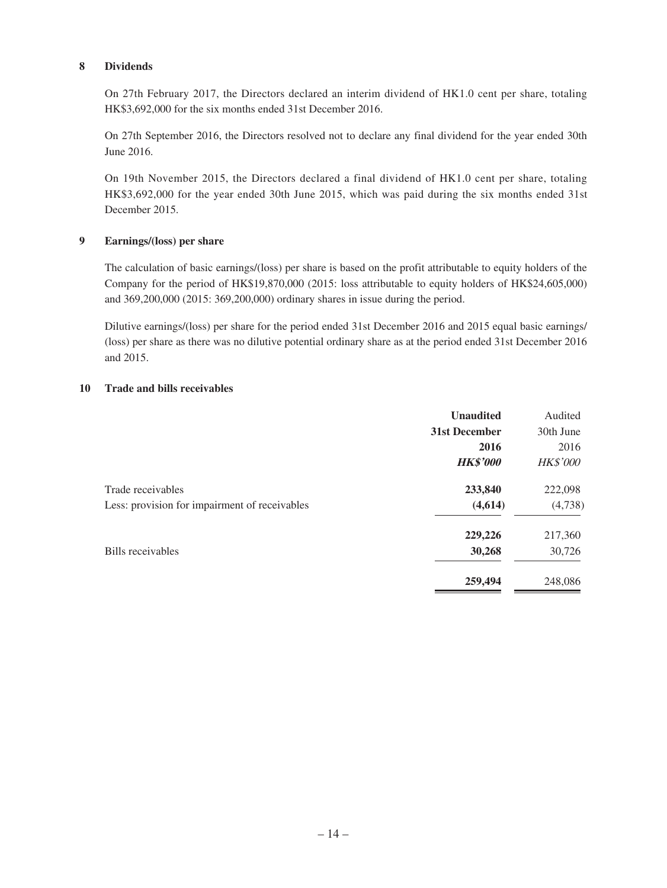## 8 Dividends

On 27th February 2017, the Directors declared an interim dividend of HK1.0 cent per share, totaling HK$3,692,000 for the six months ended 31st December 2016.

On 27th September 2016, the Directors resolved not to declare any final dividend for the year ended 30th June 2016.

On 19th November 2015, the Directors declared a final dividend of HK1.0 cent per share, totaling HK$3,692,000 for the year ended 30th June 2015, which was paid during the six months ended 31st December 2015.

## 9 Earnings/(loss) per share

The calculation of basic earnings/(loss) per share is based on the profit attributable to equity holders of the Company for the period of HK$19,870,000 (2015: loss attributable to equity holders of HK$24,605,000) and 369,200,000 (2015: 369,200,000) ordinary shares in issue during the period.

Dilutive earnings/(loss) per share for the period ended 31st December 2016 and 2015 equal basic earnings/(loss) per share as there was no dilutive potential ordinary share as at the period ended 31st December 2016 and 2015.

## 10 Trade and bills receivables

| | **Unaudited** | Audited |
|---|---|---|
| | **31st December** | 30th June |
| | **2016** | 2016 |
| | ***HK$'000*** | *HK$'000* |
| Trade receivables | **233,840** | 222,098 |
| Less: provision for impairment of receivables | **(4,614)** | (4,738) |
| | **229,226** | 217,360 |
| Bills receivables | **30,268** | 30,726 |
| | **259,494** | 248,086 |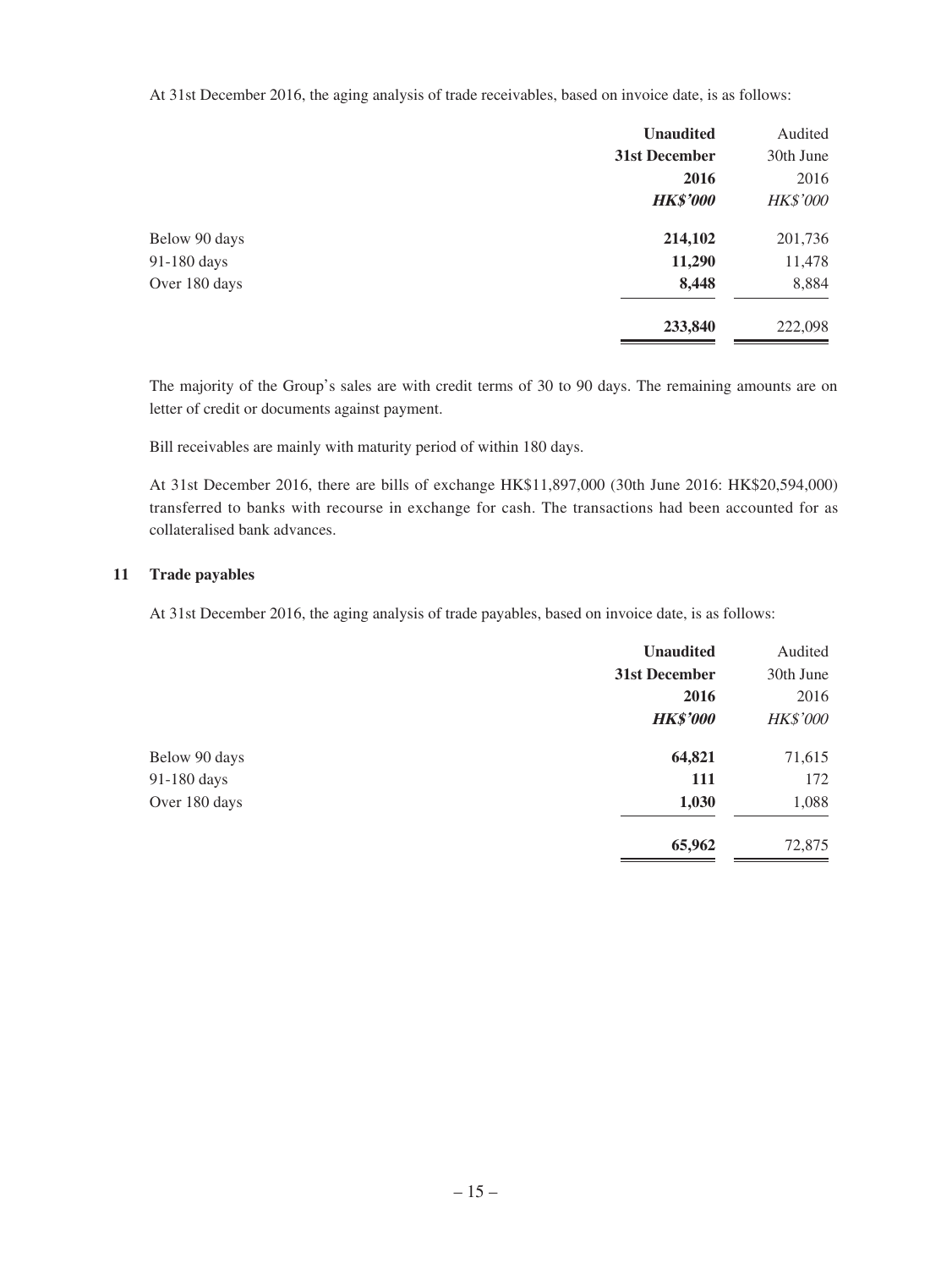At 31st December 2016, the aging analysis of trade receivables, based on invoice date, is as follows:

| | **Unaudited** | Audited |
|---|---|---|
| | **31st December** | 30th June |
| | **2016** | 2016 |
| | ***HK$'000*** | *HK$'000* |
| Below 90 days | **214,102** | 201,736 |
| 91-180 days | **11,290** | 11,478 |
| Over 180 days | **8,448** | 8,884 |
| | **233,840** | 222,098 |

The majority of the Group's sales are with credit terms of 30 to 90 days. The remaining amounts are on letter of credit or documents against payment.

Bill receivables are mainly with maturity period of within 180 days.

At 31st December 2016, there are bills of exchange HK$11,897,000 (30th June 2016: HK$20,594,000) transferred to banks with recourse in exchange for cash. The transactions had been accounted for as collateralised bank advances.

## 11 Trade payables

At 31st December 2016, the aging analysis of trade payables, based on invoice date, is as follows:

| | **Unaudited** | Audited |
|---|---|---|
| | **31st December** | 30th June |
| | **2016** | 2016 |
| | ***HK$'000*** | *HK$'000* |
| Below 90 days | **64,821** | 71,615 |
| 91-180 days | **111** | 172 |
| Over 180 days | **1,030** | 1,088 |
| | **65,962** | 72,875 |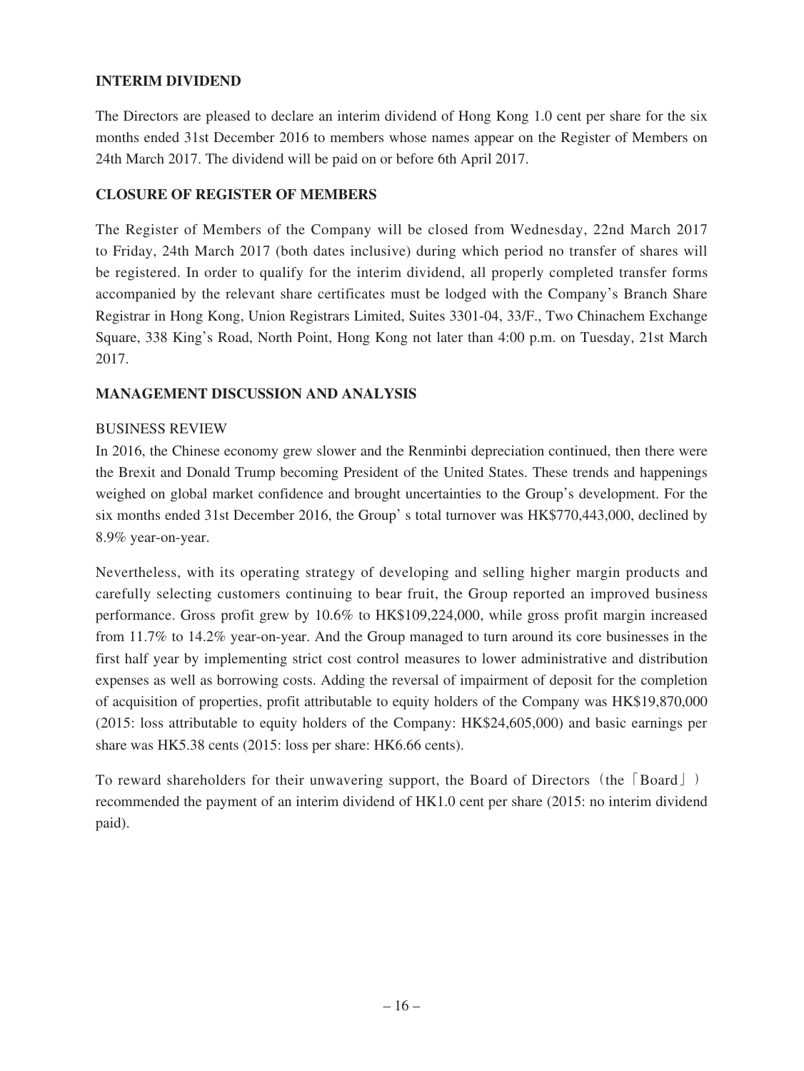## INTERIM DIVIDEND

The Directors are pleased to declare an interim dividend of Hong Kong 1.0 cent per share for the six months ended 31st December 2016 to members whose names appear on the Register of Members on 24th March 2017. The dividend will be paid on or before 6th April 2017.

## CLOSURE OF REGISTER OF MEMBERS

The Register of Members of the Company will be closed from Wednesday, 22nd March 2017 to Friday, 24th March 2017 (both dates inclusive) during which period no transfer of shares will be registered. In order to qualify for the interim dividend, all properly completed transfer forms accompanied by the relevant share certificates must be lodged with the Company's Branch Share Registrar in Hong Kong, Union Registrars Limited, Suites 3301-04, 33/F., Two Chinachem Exchange Square, 338 King's Road, North Point, Hong Kong not later than 4:00 p.m. on Tuesday, 21st March 2017.

## MANAGEMENT DISCUSSION AND ANALYSIS

### BUSINESS REVIEW

In 2016, the Chinese economy grew slower and the Renminbi depreciation continued, then there were the Brexit and Donald Trump becoming President of the United States. These trends and happenings weighed on global market confidence and brought uncertainties to the Group's development. For the six months ended 31st December 2016, the Group' s total turnover was HK$770,443,000, declined by 8.9% year-on-year.

Nevertheless, with its operating strategy of developing and selling higher margin products and carefully selecting customers continuing to bear fruit, the Group reported an improved business performance. Gross profit grew by 10.6% to HK$109,224,000, while gross profit margin increased from 11.7% to 14.2% year-on-year. And the Group managed to turn around its core businesses in the first half year by implementing strict cost control measures to lower administrative and distribution expenses as well as borrowing costs. Adding the reversal of impairment of deposit for the completion of acquisition of properties, profit attributable to equity holders of the Company was HK$19,870,000 (2015: loss attributable to equity holders of the Company: HK$24,605,000) and basic earnings per share was HK5.38 cents (2015: loss per share: HK6.66 cents).

To reward shareholders for their unwavering support, the Board of Directors（the「Board」）recommended the payment of an interim dividend of HK1.0 cent per share (2015: no interim dividend paid).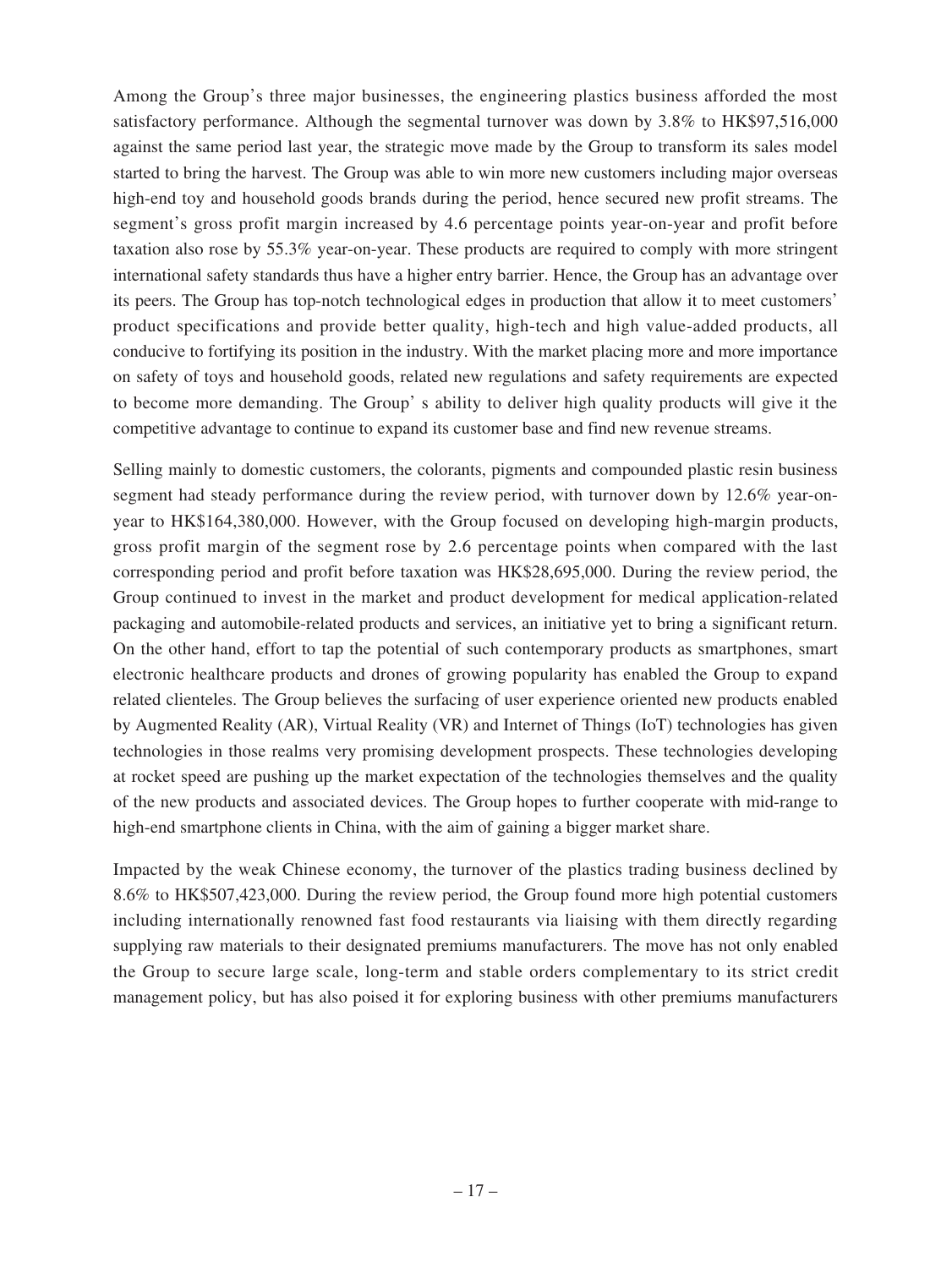Among the Group's three major businesses, the engineering plastics business afforded the most satisfactory performance. Although the segmental turnover was down by 3.8% to HK$97,516,000 against the same period last year, the strategic move made by the Group to transform its sales model started to bring the harvest. The Group was able to win more new customers including major overseas high-end toy and household goods brands during the period, hence secured new profit streams. The segment's gross profit margin increased by 4.6 percentage points year-on-year and profit before taxation also rose by 55.3% year-on-year. These products are required to comply with more stringent international safety standards thus have a higher entry barrier. Hence, the Group has an advantage over its peers. The Group has top-notch technological edges in production that allow it to meet customers' product specifications and provide better quality, high-tech and high value-added products, all conducive to fortifying its position in the industry. With the market placing more and more importance on safety of toys and household goods, related new regulations and safety requirements are expected to become more demanding. The Group' s ability to deliver high quality products will give it the competitive advantage to continue to expand its customer base and find new revenue streams.

Selling mainly to domestic customers, the colorants, pigments and compounded plastic resin business segment had steady performance during the review period, with turnover down by 12.6% year-on-year to HK$164,380,000. However, with the Group focused on developing high-margin products, gross profit margin of the segment rose by 2.6 percentage points when compared with the last corresponding period and profit before taxation was HK$28,695,000. During the review period, the Group continued to invest in the market and product development for medical application-related packaging and automobile-related products and services, an initiative yet to bring a significant return. On the other hand, effort to tap the potential of such contemporary products as smartphones, smart electronic healthcare products and drones of growing popularity has enabled the Group to expand related clienteles. The Group believes the surfacing of user experience oriented new products enabled by Augmented Reality (AR), Virtual Reality (VR) and Internet of Things (IoT) technologies has given technologies in those realms very promising development prospects. These technologies developing at rocket speed are pushing up the market expectation of the technologies themselves and the quality of the new products and associated devices. The Group hopes to further cooperate with mid-range to high-end smartphone clients in China, with the aim of gaining a bigger market share.

Impacted by the weak Chinese economy, the turnover of the plastics trading business declined by 8.6% to HK$507,423,000. During the review period, the Group found more high potential customers including internationally renowned fast food restaurants via liaising with them directly regarding supplying raw materials to their designated premiums manufacturers. The move has not only enabled the Group to secure large scale, long-term and stable orders complementary to its strict credit management policy, but has also poised it for exploring business with other premiums manufacturers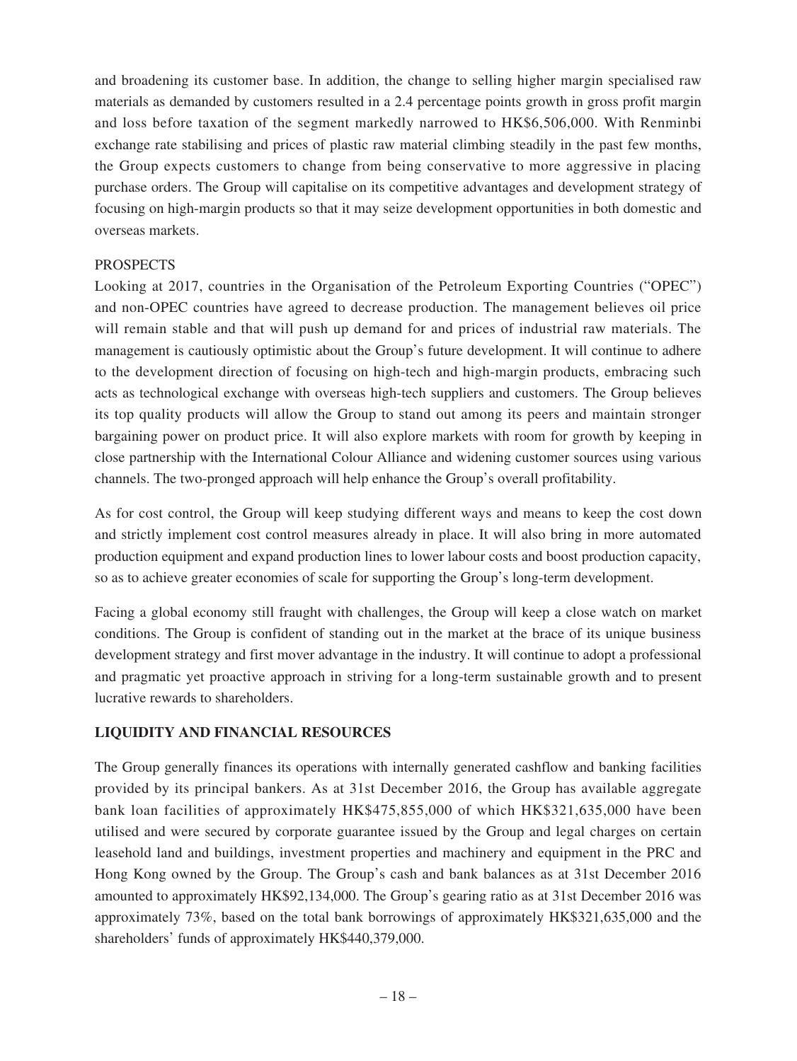and broadening its customer base. In addition, the change to selling higher margin specialised raw materials as demanded by customers resulted in a 2.4 percentage points growth in gross profit margin and loss before taxation of the segment markedly narrowed to HK$6,506,000. With Renminbi exchange rate stabilising and prices of plastic raw material climbing steadily in the past few months, the Group expects customers to change from being conservative to more aggressive in placing purchase orders. The Group will capitalise on its competitive advantages and development strategy of focusing on high-margin products so that it may seize development opportunities in both domestic and overseas markets.

PROSPECTS

Looking at 2017, countries in the Organisation of the Petroleum Exporting Countries ("OPEC") and non-OPEC countries have agreed to decrease production. The management believes oil price will remain stable and that will push up demand for and prices of industrial raw materials. The management is cautiously optimistic about the Group's future development. It will continue to adhere to the development direction of focusing on high-tech and high-margin products, embracing such acts as technological exchange with overseas high-tech suppliers and customers. The Group believes its top quality products will allow the Group to stand out among its peers and maintain stronger bargaining power on product price. It will also explore markets with room for growth by keeping in close partnership with the International Colour Alliance and widening customer sources using various channels. The two-pronged approach will help enhance the Group's overall profitability.

As for cost control, the Group will keep studying different ways and means to keep the cost down and strictly implement cost control measures already in place. It will also bring in more automated production equipment and expand production lines to lower labour costs and boost production capacity, so as to achieve greater economies of scale for supporting the Group's long-term development.

Facing a global economy still fraught with challenges, the Group will keep a close watch on market conditions. The Group is confident of standing out in the market at the brace of its unique business development strategy and first mover advantage in the industry. It will continue to adopt a professional and pragmatic yet proactive approach in striving for a long-term sustainable growth and to present lucrative rewards to shareholders.

## LIQUIDITY AND FINANCIAL RESOURCES

The Group generally finances its operations with internally generated cashflow and banking facilities provided by its principal bankers. As at 31st December 2016, the Group has available aggregate bank loan facilities of approximately HK$475,855,000 of which HK$321,635,000 have been utilised and were secured by corporate guarantee issued by the Group and legal charges on certain leasehold land and buildings, investment properties and machinery and equipment in the PRC and Hong Kong owned by the Group. The Group's cash and bank balances as at 31st December 2016 amounted to approximately HK$92,134,000. The Group's gearing ratio as at 31st December 2016 was approximately 73%, based on the total bank borrowings of approximately HK$321,635,000 and the shareholders' funds of approximately HK$440,379,000.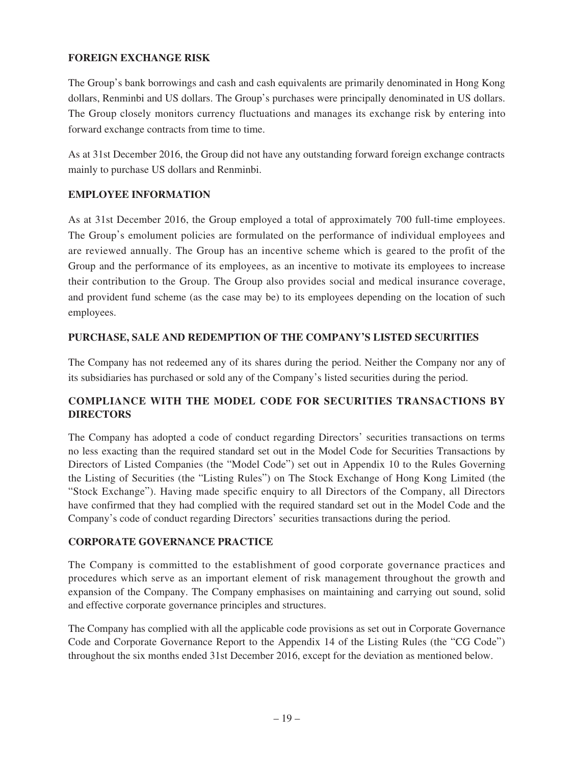## FOREIGN EXCHANGE RISK

The Group's bank borrowings and cash and cash equivalents are primarily denominated in Hong Kong dollars, Renminbi and US dollars. The Group's purchases were principally denominated in US dollars. The Group closely monitors currency fluctuations and manages its exchange risk by entering into forward exchange contracts from time to time.

As at 31st December 2016, the Group did not have any outstanding forward foreign exchange contracts mainly to purchase US dollars and Renminbi.

## EMPLOYEE INFORMATION

As at 31st December 2016, the Group employed a total of approximately 700 full-time employees. The Group's emolument policies are formulated on the performance of individual employees and are reviewed annually. The Group has an incentive scheme which is geared to the profit of the Group and the performance of its employees, as an incentive to motivate its employees to increase their contribution to the Group. The Group also provides social and medical insurance coverage, and provident fund scheme (as the case may be) to its employees depending on the location of such employees.

## PURCHASE, SALE AND REDEMPTION OF THE COMPANY'S LISTED SECURITIES

The Company has not redeemed any of its shares during the period. Neither the Company nor any of its subsidiaries has purchased or sold any of the Company's listed securities during the period.

## COMPLIANCE WITH THE MODEL CODE FOR SECURITIES TRANSACTIONS BY DIRECTORS

The Company has adopted a code of conduct regarding Directors' securities transactions on terms no less exacting than the required standard set out in the Model Code for Securities Transactions by Directors of Listed Companies (the "Model Code") set out in Appendix 10 to the Rules Governing the Listing of Securities (the "Listing Rules") on The Stock Exchange of Hong Kong Limited (the "Stock Exchange"). Having made specific enquiry to all Directors of the Company, all Directors have confirmed that they had complied with the required standard set out in the Model Code and the Company's code of conduct regarding Directors' securities transactions during the period.

## CORPORATE GOVERNANCE PRACTICE

The Company is committed to the establishment of good corporate governance practices and procedures which serve as an important element of risk management throughout the growth and expansion of the Company. The Company emphasises on maintaining and carrying out sound, solid and effective corporate governance principles and structures.

The Company has complied with all the applicable code provisions as set out in Corporate Governance Code and Corporate Governance Report to the Appendix 14 of the Listing Rules (the "CG Code") throughout the six months ended 31st December 2016, except for the deviation as mentioned below.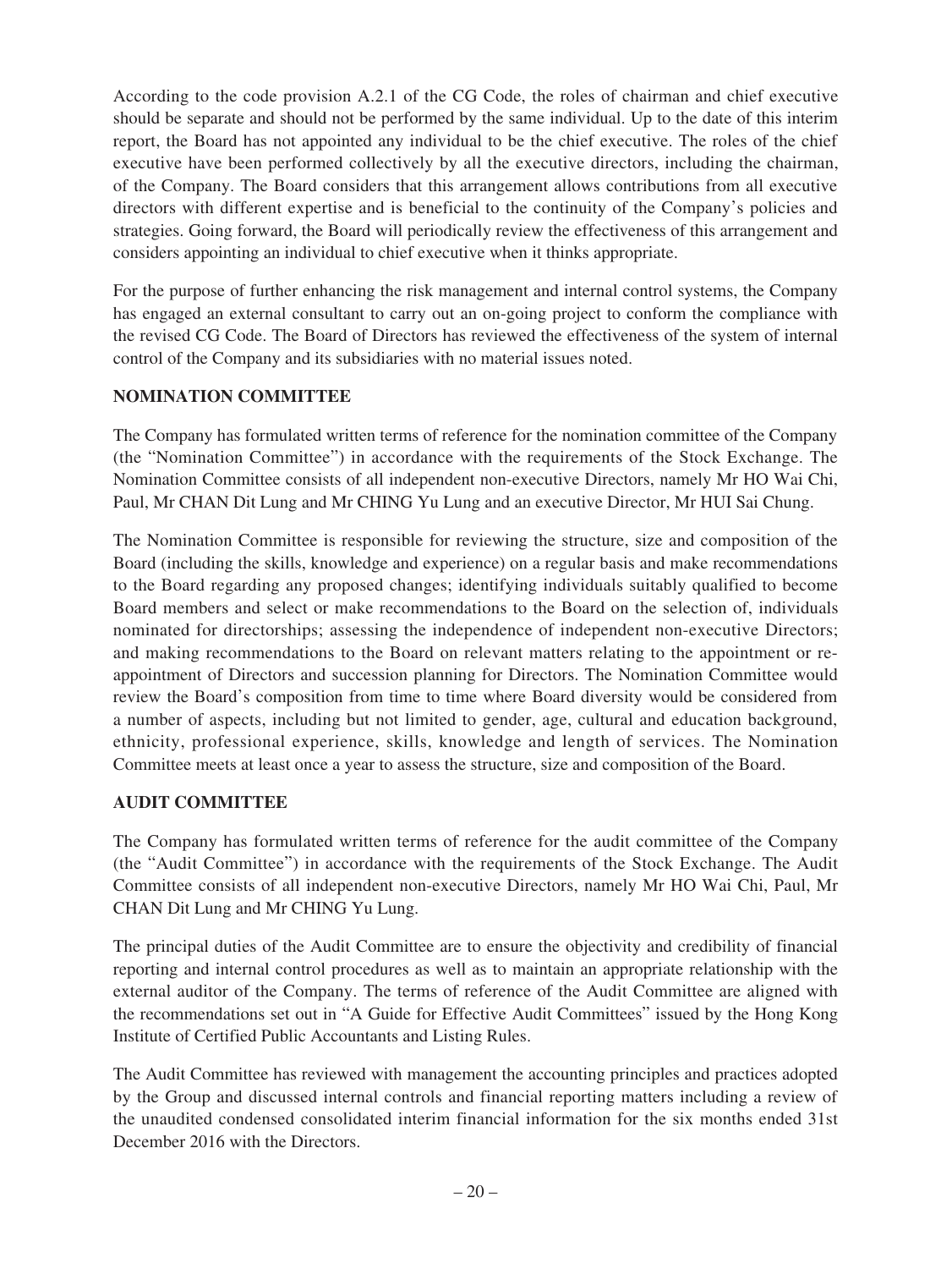According to the code provision A.2.1 of the CG Code, the roles of chairman and chief executive should be separate and should not be performed by the same individual. Up to the date of this interim report, the Board has not appointed any individual to be the chief executive. The roles of the chief executive have been performed collectively by all the executive directors, including the chairman, of the Company. The Board considers that this arrangement allows contributions from all executive directors with different expertise and is beneficial to the continuity of the Company's policies and strategies. Going forward, the Board will periodically review the effectiveness of this arrangement and considers appointing an individual to chief executive when it thinks appropriate.

For the purpose of further enhancing the risk management and internal control systems, the Company has engaged an external consultant to carry out an on-going project to conform the compliance with the revised CG Code. The Board of Directors has reviewed the effectiveness of the system of internal control of the Company and its subsidiaries with no material issues noted.

## NOMINATION COMMITTEE

The Company has formulated written terms of reference for the nomination committee of the Company (the "Nomination Committee") in accordance with the requirements of the Stock Exchange. The Nomination Committee consists of all independent non-executive Directors, namely Mr HO Wai Chi, Paul, Mr CHAN Dit Lung and Mr CHING Yu Lung and an executive Director, Mr HUI Sai Chung.

The Nomination Committee is responsible for reviewing the structure, size and composition of the Board (including the skills, knowledge and experience) on a regular basis and make recommendations to the Board regarding any proposed changes; identifying individuals suitably qualified to become Board members and select or make recommendations to the Board on the selection of, individuals nominated for directorships; assessing the independence of independent non-executive Directors; and making recommendations to the Board on relevant matters relating to the appointment or re-appointment of Directors and succession planning for Directors. The Nomination Committee would review the Board's composition from time to time where Board diversity would be considered from a number of aspects, including but not limited to gender, age, cultural and education background, ethnicity, professional experience, skills, knowledge and length of services. The Nomination Committee meets at least once a year to assess the structure, size and composition of the Board.

## AUDIT COMMITTEE

The Company has formulated written terms of reference for the audit committee of the Company (the "Audit Committee") in accordance with the requirements of the Stock Exchange. The Audit Committee consists of all independent non-executive Directors, namely Mr HO Wai Chi, Paul, Mr CHAN Dit Lung and Mr CHING Yu Lung.

The principal duties of the Audit Committee are to ensure the objectivity and credibility of financial reporting and internal control procedures as well as to maintain an appropriate relationship with the external auditor of the Company. The terms of reference of the Audit Committee are aligned with the recommendations set out in "A Guide for Effective Audit Committees" issued by the Hong Kong Institute of Certified Public Accountants and Listing Rules.

The Audit Committee has reviewed with management the accounting principles and practices adopted by the Group and discussed internal controls and financial reporting matters including a review of the unaudited condensed consolidated interim financial information for the six months ended 31st December 2016 with the Directors.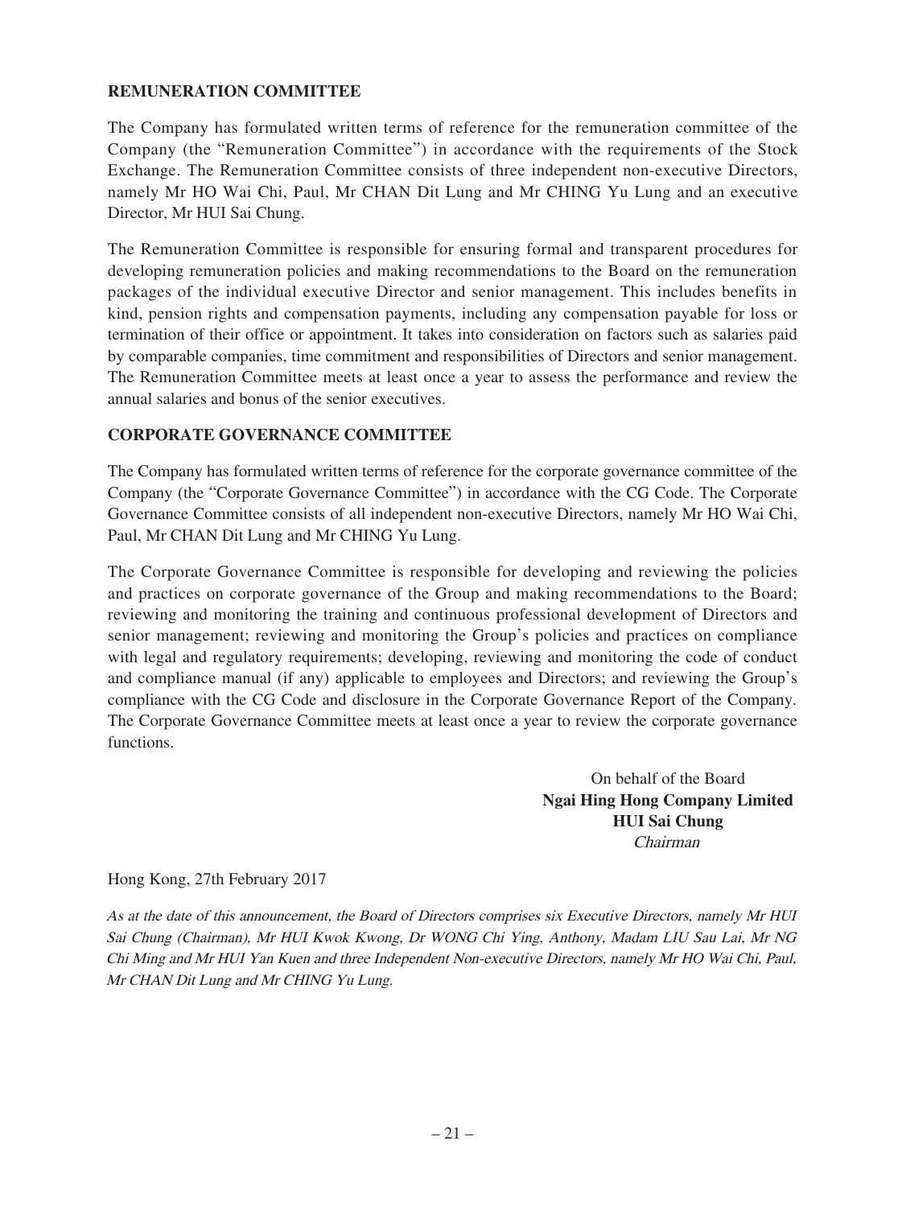## REMUNERATION COMMITTEE

The Company has formulated written terms of reference for the remuneration committee of the Company (the "Remuneration Committee") in accordance with the requirements of the Stock Exchange. The Remuneration Committee consists of three independent non-executive Directors, namely Mr HO Wai Chi, Paul, Mr CHAN Dit Lung and Mr CHING Yu Lung and an executive Director, Mr HUI Sai Chung.

The Remuneration Committee is responsible for ensuring formal and transparent procedures for developing remuneration policies and making recommendations to the Board on the remuneration packages of the individual executive Director and senior management. This includes benefits in kind, pension rights and compensation payments, including any compensation payable for loss or termination of their office or appointment. It takes into consideration on factors such as salaries paid by comparable companies, time commitment and responsibilities of Directors and senior management. The Remuneration Committee meets at least once a year to assess the performance and review the annual salaries and bonus of the senior executives.

## CORPORATE GOVERNANCE COMMITTEE

The Company has formulated written terms of reference for the corporate governance committee of the Company (the "Corporate Governance Committee") in accordance with the CG Code. The Corporate Governance Committee consists of all independent non-executive Directors, namely Mr HO Wai Chi, Paul, Mr CHAN Dit Lung and Mr CHING Yu Lung.

The Corporate Governance Committee is responsible for developing and reviewing the policies and practices on corporate governance of the Group and making recommendations to the Board; reviewing and monitoring the training and continuous professional development of Directors and senior management; reviewing and monitoring the Group's policies and practices on compliance with legal and regulatory requirements; developing, reviewing and monitoring the code of conduct and compliance manual (if any) applicable to employees and Directors; and reviewing the Group's compliance with the CG Code and disclosure in the Corporate Governance Report of the Company. The Corporate Governance Committee meets at least once a year to review the corporate governance functions.

On behalf of the Board
**Ngai Hing Hong Company Limited**
**HUI Sai Chung**
*Chairman*

Hong Kong, 27th February 2017

*As at the date of this announcement, the Board of Directors comprises six Executive Directors, namely Mr HUI Sai Chung (Chairman), Mr HUI Kwok Kwong, Dr WONG Chi Ying, Anthony, Madam LIU Sau Lai, Mr NG Chi Ming and Mr HUI Yan Kuen and three Independent Non-executive Directors, namely Mr HO Wai Chi, Paul, Mr CHAN Dit Lung and Mr CHING Yu Lung.*